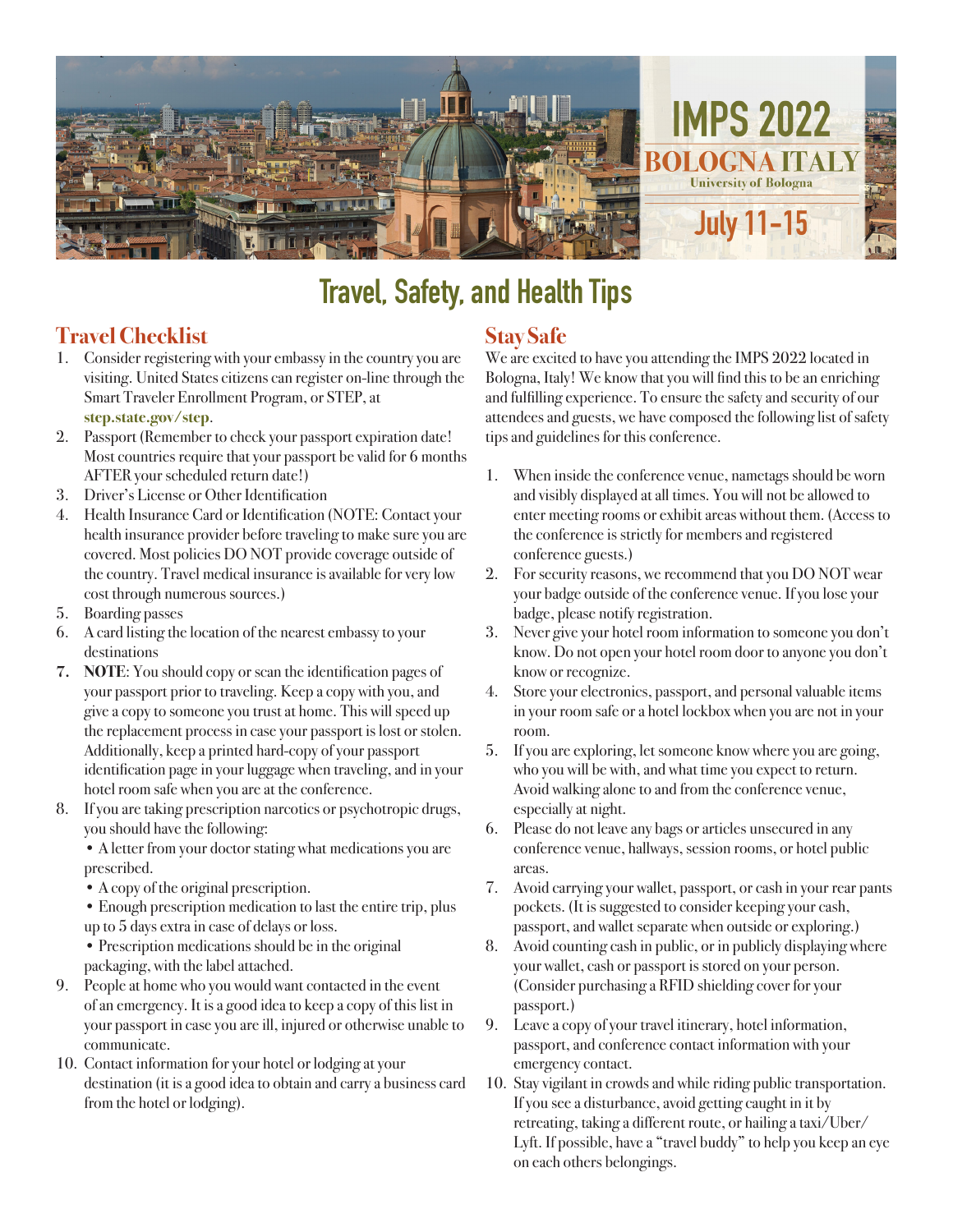IMPS 2022

BOLOGNA ITALY

University of Bologna

July 11-15

# Travel, Safety, and Health Tips

## Travel Checklist

1. Consider registering with your embassy in the country you are visiting. United States citizens can register on-line through the Smart Traveler Enrollment Program, or STEP, at **step.state.gov/step**.
2. Passport (Remember to check your passport expiration date! Most countries require that your passport be valid for 6 months AFTER your scheduled return date!)
3. Driver's License or Other Identification
4. Health Insurance Card or Identification (NOTE: Contact your health insurance provider before traveling to make sure you are covered. Most policies DO NOT provide coverage outside of the country. Travel medical insurance is available for very low cost through numerous sources.)
5. Boarding passes
6. A card listing the location of the nearest embassy to your destinations
7. **NOTE**: You should copy or scan the identification pages of your passport prior to traveling. Keep a copy with you, and give a copy to someone you trust at home. This will speed up the replacement process in case your passport is lost or stolen. Additionally, keep a printed hard-copy of your passport identification page in your luggage when traveling, and in your hotel room safe when you are at the conference.
8. If you are taking prescription narcotics or psychotropic drugs, you should have the following:
   - A letter from your doctor stating what medications you are prescribed.
   - A copy of the original prescription.
   - Enough prescription medication to last the entire trip, plus up to 5 days extra in case of delays or loss.
   - Prescription medications should be in the original packaging, with the label attached.
9. People at home who you would want contacted in the event of an emergency. It is a good idea to keep a copy of this list in your passport in case you are ill, injured or otherwise unable to communicate.
10. Contact information for your hotel or lodging at your destination (it is a good idea to obtain and carry a business card from the hotel or lodging).

## Stay Safe

We are excited to have you attending the IMPS 2022 located in Bologna, Italy! We know that you will find this to be an enriching and fulfilling experience. To ensure the safety and security of our attendees and guests, we have composed the following list of safety tips and guidelines for this conference.

1. When inside the conference venue, nametags should be worn and visibly displayed at all times. You will not be allowed to enter meeting rooms or exhibit areas without them. (Access to the conference is strictly for members and registered conference guests.)
2. For security reasons, we recommend that you DO NOT wear your badge outside of the conference venue. If you lose your badge, please notify registration.
3. Never give your hotel room information to someone you don't know. Do not open your hotel room door to anyone you don't know or recognize.
4. Store your electronics, passport, and personal valuable items in your room safe or a hotel lockbox when you are not in your room.
5. If you are exploring, let someone know where you are going, who you will be with, and what time you expect to return. Avoid walking alone to and from the conference venue, especially at night.
6. Please do not leave any bags or articles unsecured in any conference venue, hallways, session rooms, or hotel public areas.
7. Avoid carrying your wallet, passport, or cash in your rear pants pockets. (It is suggested to consider keeping your cash, passport, and wallet separate when outside or exploring.)
8. Avoid counting cash in public, or in publicly displaying where your wallet, cash or passport is stored on your person. (Consider purchasing a RFID shielding cover for your passport.)
9. Leave a copy of your travel itinerary, hotel information, passport, and conference contact information with your emergency contact.
10. Stay vigilant in crowds and while riding public transportation. If you see a disturbance, avoid getting caught in it by retreating, taking a different route, or hailing a taxi/Uber/Lyft. If possible, have a "travel buddy" to help you keep an eye on each others belongings.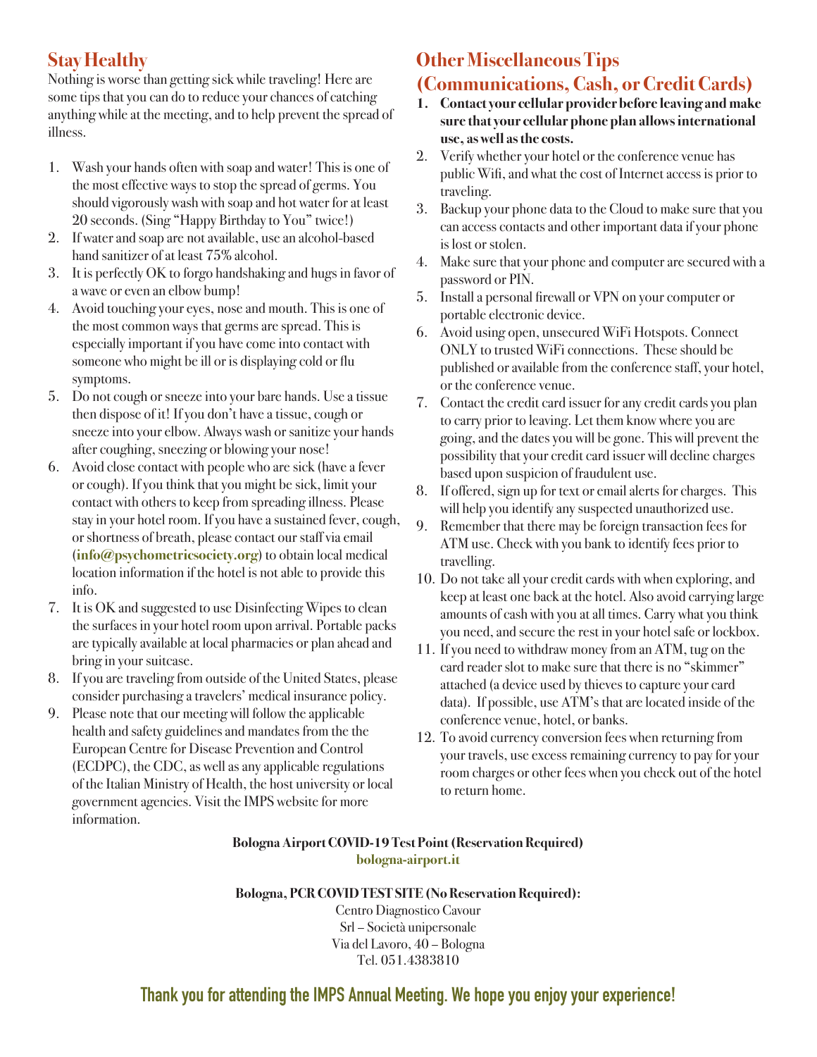## Stay Healthy

Nothing is worse than getting sick while traveling! Here are some tips that you can do to reduce your chances of catching anything while at the meeting, and to help prevent the spread of illness.

1. Wash your hands often with soap and water! This is one of the most effective ways to stop the spread of germs. You should vigorously wash with soap and hot water for at least 20 seconds. (Sing "Happy Birthday to You" twice!)
2. If water and soap are not available, use an alcohol-based hand sanitizer of at least 75% alcohol.
3. It is perfectly OK to forgo handshaking and hugs in favor of a wave or even an elbow bump!
4. Avoid touching your eyes, nose and mouth. This is one of the most common ways that germs are spread. This is especially important if you have come into contact with someone who might be ill or is displaying cold or flu symptoms.
5. Do not cough or sneeze into your bare hands. Use a tissue then dispose of it! If you don't have a tissue, cough or sneeze into your elbow. Always wash or sanitize your hands after coughing, sneezing or blowing your nose!
6. Avoid close contact with people who are sick (have a fever or cough). If you think that you might be sick, limit your contact with others to keep from spreading illness. Please stay in your hotel room. If you have a sustained fever, cough, or shortness of breath, please contact our staff via email (**info@psychometricsociety.org**) to obtain local medical location information if the hotel is not able to provide this info.
7. It is OK and suggested to use Disinfecting Wipes to clean the surfaces in your hotel room upon arrival. Portable packs are typically available at local pharmacies or plan ahead and bring in your suitcase.
8. If you are traveling from outside of the United States, please consider purchasing a travelers' medical insurance policy.
9. Please note that our meeting will follow the applicable health and safety guidelines and mandates from the the European Centre for Disease Prevention and Control (ECDPC), the CDC, as well as any applicable regulations of the Italian Ministry of Health, the host university or local government agencies. Visit the IMPS website for more information.

## Other Miscellaneous Tips (Communications, Cash, or Credit Cards)

1. **Contact your cellular provider before leaving and make sure that your cellular phone plan allows international use, as well as the costs.**
2. Verify whether your hotel or the conference venue has public Wifi, and what the cost of Internet access is prior to traveling.
3. Backup your phone data to the Cloud to make sure that you can access contacts and other important data if your phone is lost or stolen.
4. Make sure that your phone and computer are secured with a password or PIN.
5. Install a personal firewall or VPN on your computer or portable electronic device.
6. Avoid using open, unsecured WiFi Hotspots. Connect ONLY to trusted WiFi connections. These should be published or available from the conference staff, your hotel, or the conference venue.
7. Contact the credit card issuer for any credit cards you plan to carry prior to leaving. Let them know where you are going, and the dates you will be gone. This will prevent the possibility that your credit card issuer will decline charges based upon suspicion of fraudulent use.
8. If offered, sign up for text or email alerts for charges. This will help you identify any suspected unauthorized use.
9. Remember that there may be foreign transaction fees for ATM use. Check with you bank to identify fees prior to travelling.
10. Do not take all your credit cards with when exploring, and keep at least one back at the hotel. Also avoid carrying large amounts of cash with you at all times. Carry what you think you need, and secure the rest in your hotel safe or lockbox.
11. If you need to withdraw money from an ATM, tug on the card reader slot to make sure that there is no "skimmer" attached (a device used by thieves to capture your card data). If possible, use ATM's that are located inside of the conference venue, hotel, or banks.
12. To avoid currency conversion fees when returning from your travels, use excess remaining currency to pay for your room charges or other fees when you check out of the hotel to return home.

**Bologna Airport COVID-19 Test Point (Reservation Required)**
**bologna-airport.it**

**Bologna, PCR COVID TEST SITE (No Reservation Required):**
Centro Diagnostico Cavour
Srl – Società unipersonale
Via del Lavoro, 40 – Bologna
Tel. 051.4383810

**Thank you for attending the IMPS Annual Meeting. We hope you enjoy your experience!**